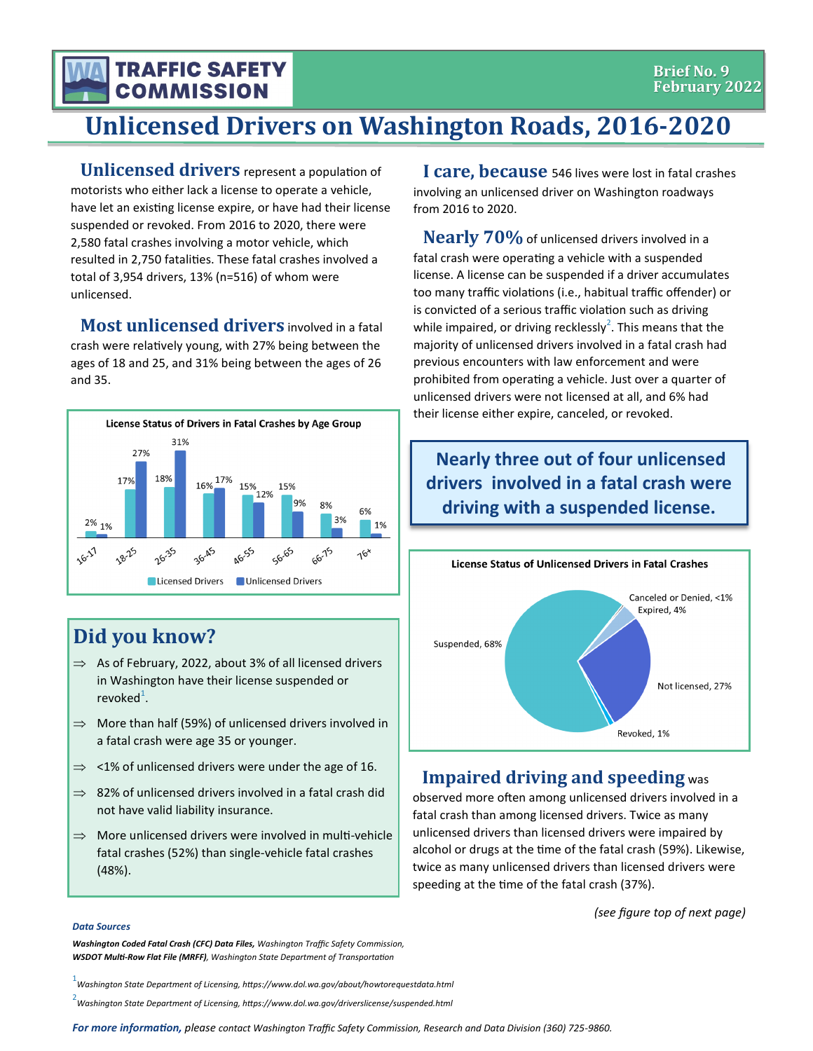**WA TRAFFIC SAFETY COMMISSION**

Brief No. 9
February 2022

# Unlicensed Drivers on Washington Roads, 2016-2020

**Unlicensed drivers** represent a population of motorists who either lack a license to operate a vehicle, have let an existing license expire, or have had their license suspended or revoked. From 2016 to 2020, there were 2,580 fatal crashes involving a motor vehicle, which resulted in 2,750 fatalities. These fatal crashes involved a total of 3,954 drivers, 13% (n=516) of whom were unlicensed.

**Most unlicensed drivers** involved in a fatal crash were relatively young, with 27% being between the ages of 18 and 25, and 31% being between the ages of 26 and 35.

**License Status of Drivers in Fatal Crashes by Age Group**

| Age Group | Licensed Drivers | Unlicensed Drivers |
|---|---|---|
| 16-17 | 2% | 1% |
| 18-25 | 17% | 27% |
| 26-35 | 18% | 31% |
| 36-45 | 16% | 17% |
| 46-55 | 15% | 12% |
| 56-65 | 15% | 9% |
| 66-75 | 8% | 3% |
| 76+ | 6% | 1% |

## Did you know?

- ⇒ As of February, 2022, about 3% of all licensed drivers in Washington have their license suspended or revoked[1].
- ⇒ More than half (59%) of unlicensed drivers involved in a fatal crash were age 35 or younger.
- ⇒ <1% of unlicensed drivers were under the age of 16.
- ⇒ 82% of unlicensed drivers involved in a fatal crash did not have valid liability insurance.
- ⇒ More unlicensed drivers were involved in multi-vehicle fatal crashes (52%) than single-vehicle fatal crashes (48%).

**I care, because** 546 lives were lost in fatal crashes involving an unlicensed driver on Washington roadways from 2016 to 2020.

**Nearly 70%** of unlicensed drivers involved in a fatal crash were operating a vehicle with a suspended license. A license can be suspended if a driver accumulates too many traffic violations (i.e., habitual traffic offender) or is convicted of a serious traffic violation such as driving while impaired, or driving recklessly[2]. This means that the majority of unlicensed drivers involved in a fatal crash had previous encounters with law enforcement and were prohibited from operating a vehicle. Just over a quarter of unlicensed drivers were not licensed at all, and 6% had their license either expire, canceled, or revoked.

**Nearly three out of four unlicensed drivers involved in a fatal crash were driving with a suspended license.**

**License Status of Unlicensed Drivers in Fatal Crashes**

| License Status | Percent |
|---|---|
| Suspended | 68% |
| Not licensed | 27% |
| Expired | 4% |
| Revoked | 1% |
| Canceled or Denied | <1% |

**Impaired driving and speeding** was observed more often among unlicensed drivers involved in a fatal crash than among licensed drivers. Twice as many unlicensed drivers than licensed drivers were impaired by alcohol or drugs at the time of the fatal crash (59%). Likewise, twice as many unlicensed drivers than licensed drivers were speeding at the time of the fatal crash (37%).

*(see figure top of next page)*

*Data Sources*

***Washington Coded Fatal Crash (CFC) Data Files,*** *Washington Traffic Safety Commission,* ***WSDOT Multi-Row Flat File (MRFF)****, Washington State Department of Transportation*

[1] *Washington State Department of Licensing, https://www.dol.wa.gov/about/howtorequestdata.html*

[2] *Washington State Department of Licensing, https://www.dol.wa.gov/driverslicense/suspended.html*

***For more information,*** *please contact Washington Traffic Safety Commission, Research and Data Division (360) 725-9860.*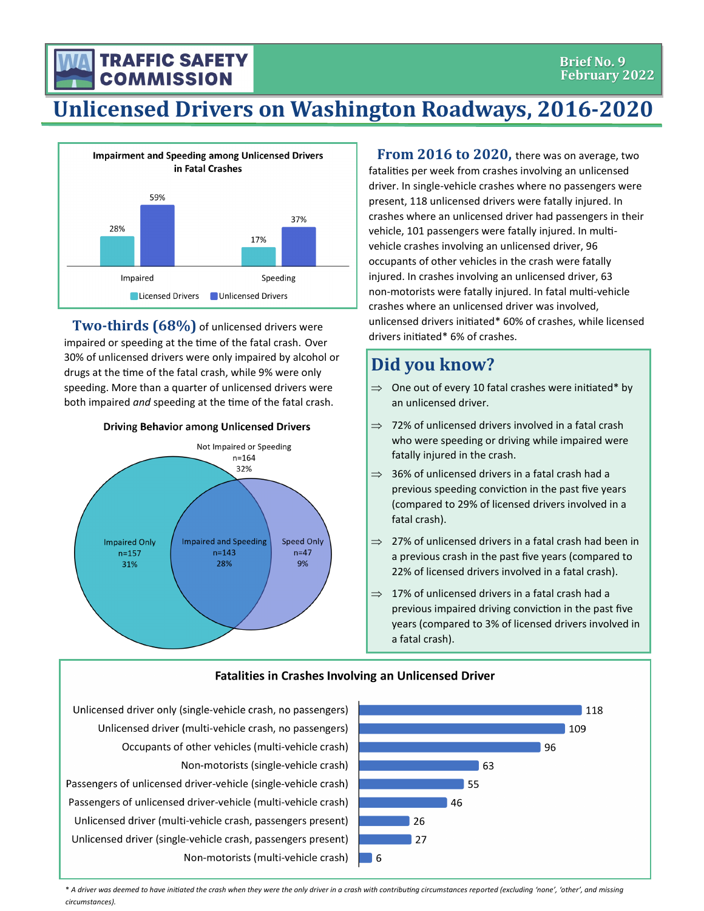TRAFFIC SAFETY COMMISSION

Brief No. 9
February 2022

# Unlicensed Drivers on Washington Roadways, 2016-2020

**Impairment and Speeding among Unlicensed Drivers in Fatal Crashes**

28%
59%
17%
37%
Impaired
Speeding
Licensed Drivers
Unlicensed Drivers

**Two-thirds (68%)** of unlicensed drivers were impaired or speeding at the time of the fatal crash. Over 30% of unlicensed drivers were only impaired by alcohol or drugs at the time of the fatal crash, while 9% were only speeding. More than a quarter of unlicensed drivers were both impaired *and* speeding at the time of the fatal crash.

**Driving Behavior among Unlicensed Drivers**

Not Impaired or Speeding
n=164
32%

Impaired Only
n=157
31%

Impaired and Speeding
n=143
28%

Speed Only
n=47
9%

**From 2016 to 2020,** there was on average, two fatalities per week from crashes involving an unlicensed driver. In single-vehicle crashes where no passengers were present, 118 unlicensed drivers were fatally injured. In crashes where an unlicensed driver had passengers in their vehicle, 101 passengers were fatally injured. In multi-vehicle crashes involving an unlicensed driver, 96 occupants of other vehicles in the crash were fatally injured. In crashes involving an unlicensed driver, 63 non-motorists were fatally injured. In fatal multi-vehicle crashes where an unlicensed driver was involved, unlicensed drivers initiated* 60% of crashes, while licensed drivers initiated* 6% of crashes.

## Did you know?

- ⇒ One out of every 10 fatal crashes were initiated* by an unlicensed driver.
- ⇒ 72% of unlicensed drivers involved in a fatal crash who were speeding or driving while impaired were fatally injured in the crash.
- ⇒ 36% of unlicensed drivers in a fatal crash had a previous speeding conviction in the past five years (compared to 29% of licensed drivers involved in a fatal crash).
- ⇒ 27% of unlicensed drivers in a fatal crash had been in a previous crash in the past five years (compared to 22% of licensed drivers involved in a fatal crash).
- ⇒ 17% of unlicensed drivers in a fatal crash had a previous impaired driving conviction in the past five years (compared to 3% of licensed drivers involved in a fatal crash).

**Fatalities in Crashes Involving an Unlicensed Driver**

Unlicensed driver only (single-vehicle crash, no passengers) 118
Unlicensed driver (multi-vehicle crash, no passengers) 109
Occupants of other vehicles (multi-vehicle crash) 96
Non-motorists (single-vehicle crash) 63
Passengers of unlicensed driver-vehicle (single-vehicle crash) 55
Passengers of unlicensed driver-vehicle (multi-vehicle crash) 46
Unlicensed driver (multi-vehicle crash, passengers present) 26
Unlicensed driver (single-vehicle crash, passengers present) 27
Non-motorists (multi-vehicle crash) 6

*\* A driver was deemed to have initiated the crash when they were the only driver in a crash with contributing circumstances reported (excluding 'none', 'other', and missing circumstances).*